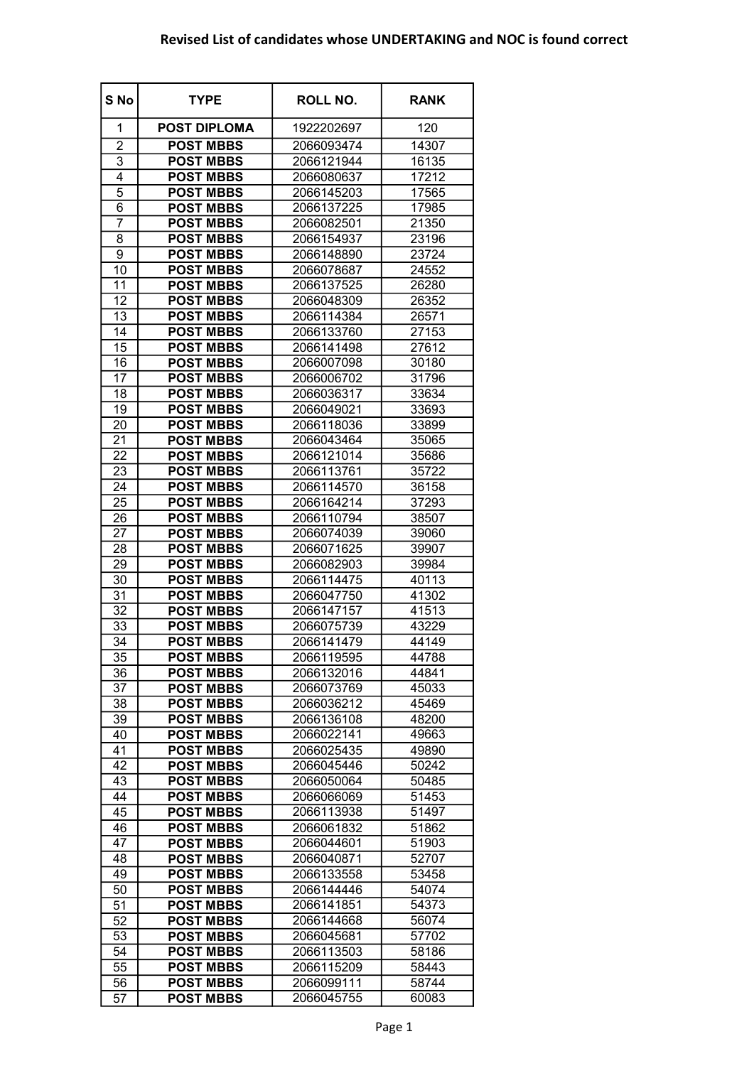# Revised List of candidates whose UNDERTAKING and NOC is found correct

| S No | TYPE | ROLL NO. | RANK |
|---|---|---|---|
| 1 | **POST DIPLOMA** | 1922202697 | 120 |
| 2 | **POST MBBS** | 2066093474 | 14307 |
| 3 | **POST MBBS** | 2066121944 | 16135 |
| 4 | **POST MBBS** | 2066080637 | 17212 |
| 5 | **POST MBBS** | 2066145203 | 17565 |
| 6 | **POST MBBS** | 2066137225 | 17985 |
| 7 | **POST MBBS** | 2066082501 | 21350 |
| 8 | **POST MBBS** | 2066154937 | 23196 |
| 9 | **POST MBBS** | 2066148890 | 23724 |
| 10 | **POST MBBS** | 2066078687 | 24552 |
| 11 | **POST MBBS** | 2066137525 | 26280 |
| 12 | **POST MBBS** | 2066048309 | 26352 |
| 13 | **POST MBBS** | 2066114384 | 26571 |
| 14 | **POST MBBS** | 2066133760 | 27153 |
| 15 | **POST MBBS** | 2066141498 | 27612 |
| 16 | **POST MBBS** | 2066007098 | 30180 |
| 17 | **POST MBBS** | 2066006702 | 31796 |
| 18 | **POST MBBS** | 2066036317 | 33634 |
| 19 | **POST MBBS** | 2066049021 | 33693 |
| 20 | **POST MBBS** | 2066118036 | 33899 |
| 21 | **POST MBBS** | 2066043464 | 35065 |
| 22 | **POST MBBS** | 2066121014 | 35686 |
| 23 | **POST MBBS** | 2066113761 | 35722 |
| 24 | **POST MBBS** | 2066114570 | 36158 |
| 25 | **POST MBBS** | 2066164214 | 37293 |
| 26 | **POST MBBS** | 2066110794 | 38507 |
| 27 | **POST MBBS** | 2066074039 | 39060 |
| 28 | **POST MBBS** | 2066071625 | 39907 |
| 29 | **POST MBBS** | 2066082903 | 39984 |
| 30 | **POST MBBS** | 2066114475 | 40113 |
| 31 | **POST MBBS** | 2066047750 | 41302 |
| 32 | **POST MBBS** | 2066147157 | 41513 |
| 33 | **POST MBBS** | 2066075739 | 43229 |
| 34 | **POST MBBS** | 2066141479 | 44149 |
| 35 | **POST MBBS** | 2066119595 | 44788 |
| 36 | **POST MBBS** | 2066132016 | 44841 |
| 37 | **POST MBBS** | 2066073769 | 45033 |
| 38 | **POST MBBS** | 2066036212 | 45469 |
| 39 | **POST MBBS** | 2066136108 | 48200 |
| 40 | **POST MBBS** | 2066022141 | 49663 |
| 41 | **POST MBBS** | 2066025435 | 49890 |
| 42 | **POST MBBS** | 2066045446 | 50242 |
| 43 | **POST MBBS** | 2066050064 | 50485 |
| 44 | **POST MBBS** | 2066066069 | 51453 |
| 45 | **POST MBBS** | 2066113938 | 51497 |
| 46 | **POST MBBS** | 2066061832 | 51862 |
| 47 | **POST MBBS** | 2066044601 | 51903 |
| 48 | **POST MBBS** | 2066040871 | 52707 |
| 49 | **POST MBBS** | 2066133558 | 53458 |
| 50 | **POST MBBS** | 2066144446 | 54074 |
| 51 | **POST MBBS** | 2066141851 | 54373 |
| 52 | **POST MBBS** | 2066144668 | 56074 |
| 53 | **POST MBBS** | 2066045681 | 57702 |
| 54 | **POST MBBS** | 2066113503 | 58186 |
| 55 | **POST MBBS** | 2066115209 | 58443 |
| 56 | **POST MBBS** | 2066099111 | 58744 |
| 57 | **POST MBBS** | 2066045755 | 60083 |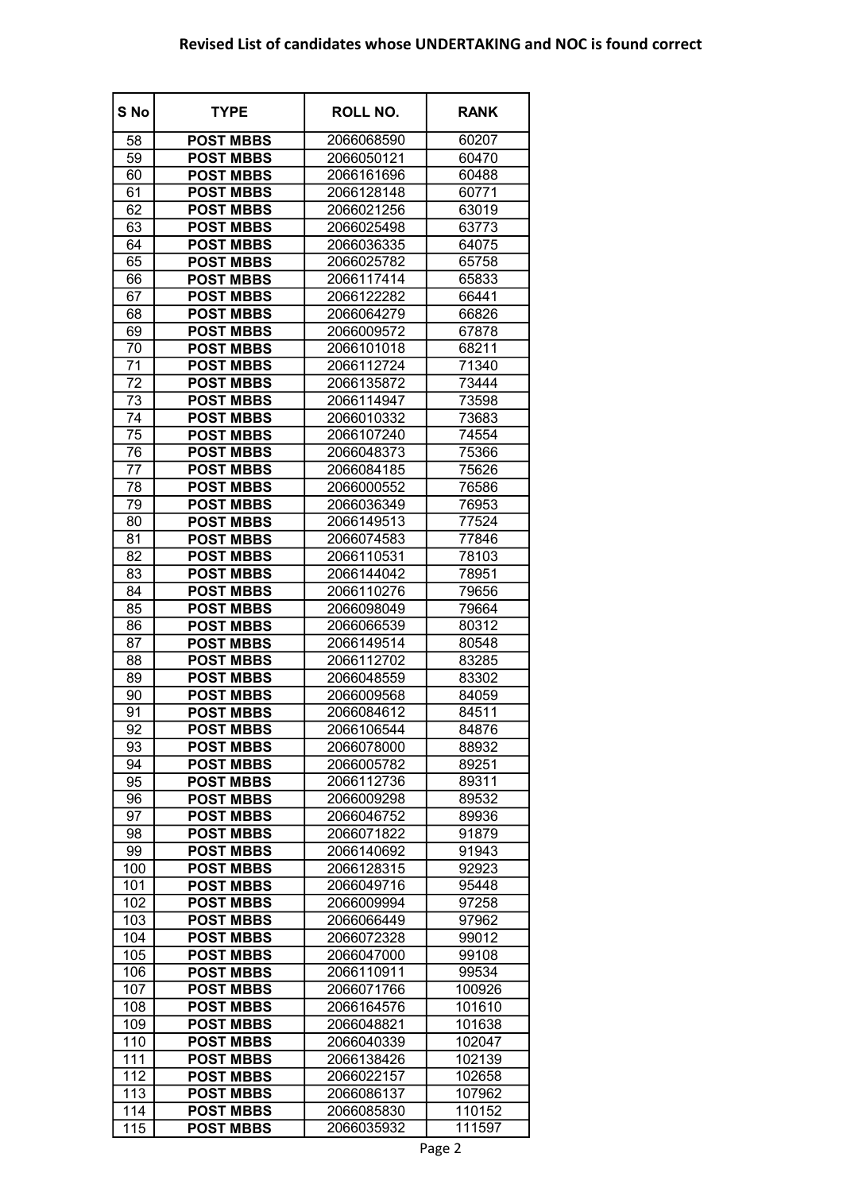# Revised List of candidates whose UNDERTAKING and NOC is found correct

| S No | TYPE | ROLL NO. | RANK |
|---|---|---|---|
| 58 | **POST MBBS** | 2066068590 | 60207 |
| 59 | **POST MBBS** | 2066050121 | 60470 |
| 60 | **POST MBBS** | 2066161696 | 60488 |
| 61 | **POST MBBS** | 2066128148 | 60771 |
| 62 | **POST MBBS** | 2066021256 | 63019 |
| 63 | **POST MBBS** | 2066025498 | 63773 |
| 64 | **POST MBBS** | 2066036335 | 64075 |
| 65 | **POST MBBS** | 2066025782 | 65758 |
| 66 | **POST MBBS** | 2066117414 | 65833 |
| 67 | **POST MBBS** | 2066122282 | 66441 |
| 68 | **POST MBBS** | 2066064279 | 66826 |
| 69 | **POST MBBS** | 2066009572 | 67878 |
| 70 | **POST MBBS** | 2066101018 | 68211 |
| 71 | **POST MBBS** | 2066112724 | 71340 |
| 72 | **POST MBBS** | 2066135872 | 73444 |
| 73 | **POST MBBS** | 2066114947 | 73598 |
| 74 | **POST MBBS** | 2066010332 | 73683 |
| 75 | **POST MBBS** | 2066107240 | 74554 |
| 76 | **POST MBBS** | 2066048373 | 75366 |
| 77 | **POST MBBS** | 2066084185 | 75626 |
| 78 | **POST MBBS** | 2066000552 | 76586 |
| 79 | **POST MBBS** | 2066036349 | 76953 |
| 80 | **POST MBBS** | 2066149513 | 77524 |
| 81 | **POST MBBS** | 2066074583 | 77846 |
| 82 | **POST MBBS** | 2066110531 | 78103 |
| 83 | **POST MBBS** | 2066144042 | 78951 |
| 84 | **POST MBBS** | 2066110276 | 79656 |
| 85 | **POST MBBS** | 2066098049 | 79664 |
| 86 | **POST MBBS** | 2066066539 | 80312 |
| 87 | **POST MBBS** | 2066149514 | 80548 |
| 88 | **POST MBBS** | 2066112702 | 83285 |
| 89 | **POST MBBS** | 2066048559 | 83302 |
| 90 | **POST MBBS** | 2066009568 | 84059 |
| 91 | **POST MBBS** | 2066084612 | 84511 |
| 92 | **POST MBBS** | 2066106544 | 84876 |
| 93 | **POST MBBS** | 2066078000 | 88932 |
| 94 | **POST MBBS** | 2066005782 | 89251 |
| 95 | **POST MBBS** | 2066112736 | 89311 |
| 96 | **POST MBBS** | 2066009298 | 89532 |
| 97 | **POST MBBS** | 2066046752 | 89936 |
| 98 | **POST MBBS** | 2066071822 | 91879 |
| 99 | **POST MBBS** | 2066140692 | 91943 |
| 100 | **POST MBBS** | 2066128315 | 92923 |
| 101 | **POST MBBS** | 2066049716 | 95448 |
| 102 | **POST MBBS** | 2066009994 | 97258 |
| 103 | **POST MBBS** | 2066066449 | 97962 |
| 104 | **POST MBBS** | 2066072328 | 99012 |
| 105 | **POST MBBS** | 2066047000 | 99108 |
| 106 | **POST MBBS** | 2066110911 | 99534 |
| 107 | **POST MBBS** | 2066071766 | 100926 |
| 108 | **POST MBBS** | 2066164576 | 101610 |
| 109 | **POST MBBS** | 2066048821 | 101638 |
| 110 | **POST MBBS** | 2066040339 | 102047 |
| 111 | **POST MBBS** | 2066138426 | 102139 |
| 112 | **POST MBBS** | 2066022157 | 102658 |
| 113 | **POST MBBS** | 2066086137 | 107962 |
| 114 | **POST MBBS** | 2066085830 | 110152 |
| 115 | **POST MBBS** | 2066035932 | 111597 |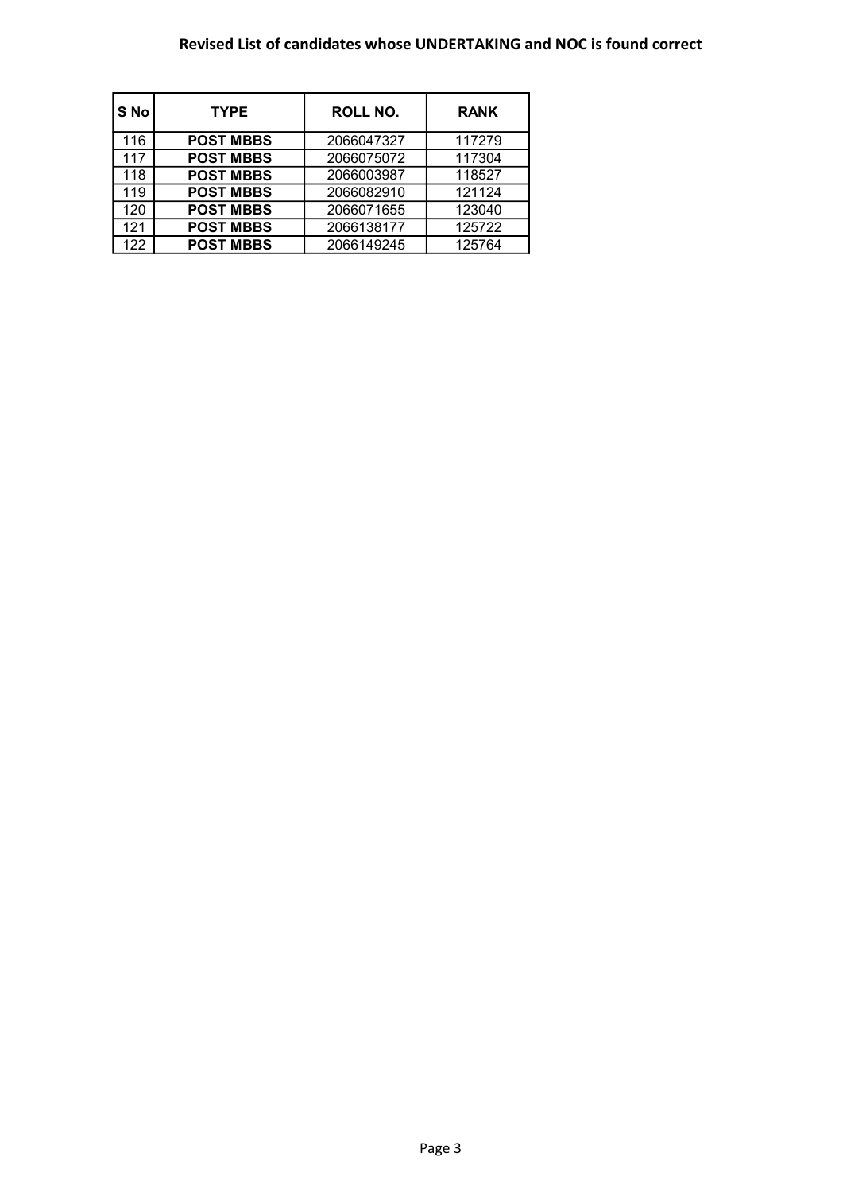**Revised List of candidates whose UNDERTAKING and NOC is found correct**

| S No | TYPE | ROLL NO. | RANK |
|---|---|---|---|
| 116 | **POST MBBS** | 2066047327 | 117279 |
| 117 | **POST MBBS** | 2066075072 | 117304 |
| 118 | **POST MBBS** | 2066003987 | 118527 |
| 119 | **POST MBBS** | 2066082910 | 121124 |
| 120 | **POST MBBS** | 2066071655 | 123040 |
| 121 | **POST MBBS** | 2066138177 | 125722 |
| 122 | **POST MBBS** | 2066149245 | 125764 |